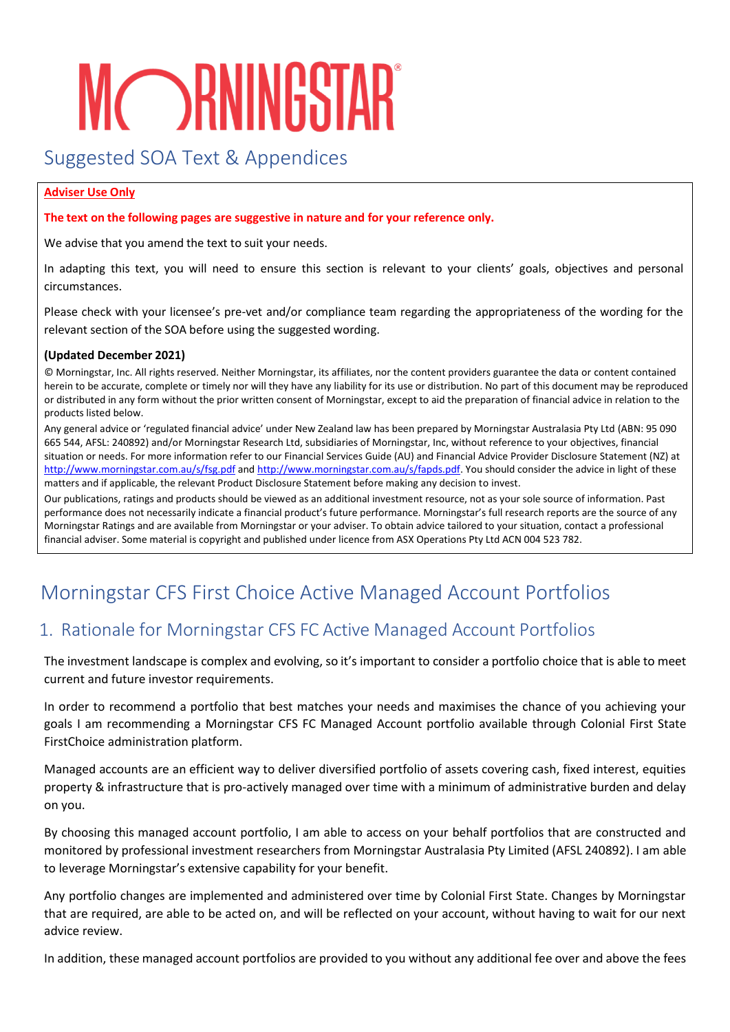# MORNINGSTAR

## Suggested SOA Text & Appendices

**Adviser Use Only**

**The text on the following pages are suggestive in nature and for your reference only.**

We advise that you amend the text to suit your needs.

In adapting this text, you will need to ensure this section is relevant to your clients' goals, objectives and personal circumstances.

Please check with your licensee's pre-vet and/or compliance team regarding the appropriateness of the wording for the relevant section of the SOA before using the suggested wording.

**(Updated December 2021)**

© Morningstar, Inc. All rights reserved. Neither Morningstar, its affiliates, nor the content providers guarantee the data or content contained herein to be accurate, complete or timely nor will they have any liability for its use or distribution. No part of this document may be reproduced or distributed in any form without the prior written consent of Morningstar, except to aid the preparation of financial advice in relation to the products listed below.

Any general advice or 'regulated financial advice' under New Zealand law has been prepared by Morningstar Australasia Pty Ltd (ABN: 95 090 665 544, AFSL: 240892) and/or Morningstar Research Ltd, subsidiaries of Morningstar, Inc, without reference to your objectives, financial situation or needs. For more information refer to our Financial Services Guide (AU) and Financial Advice Provider Disclosure Statement (NZ) at http://www.morningstar.com.au/s/fsg.pdf and http://www.morningstar.com.au/s/fapds.pdf. You should consider the advice in light of these matters and if applicable, the relevant Product Disclosure Statement before making any decision to invest.

Our publications, ratings and products should be viewed as an additional investment resource, not as your sole source of information. Past performance does not necessarily indicate a financial product's future performance. Morningstar's full research reports are the source of any Morningstar Ratings and are available from Morningstar or your adviser. To obtain advice tailored to your situation, contact a professional financial adviser. Some material is copyright and published under licence from ASX Operations Pty Ltd ACN 004 523 782.

# Morningstar CFS First Choice Active Managed Account Portfolios

## 1. Rationale for Morningstar CFS FC Active Managed Account Portfolios

The investment landscape is complex and evolving, so it's important to consider a portfolio choice that is able to meet current and future investor requirements.

In order to recommend a portfolio that best matches your needs and maximises the chance of you achieving your goals I am recommending a Morningstar CFS FC Managed Account portfolio available through Colonial First State FirstChoice administration platform.

Managed accounts are an efficient way to deliver diversified portfolio of assets covering cash, fixed interest, equities property & infrastructure that is pro-actively managed over time with a minimum of administrative burden and delay on you.

By choosing this managed account portfolio, I am able to access on your behalf portfolios that are constructed and monitored by professional investment researchers from Morningstar Australasia Pty Limited (AFSL 240892). I am able to leverage Morningstar's extensive capability for your benefit.

Any portfolio changes are implemented and administered over time by Colonial First State. Changes by Morningstar that are required, are able to be acted on, and will be reflected on your account, without having to wait for our next advice review.

In addition, these managed account portfolios are provided to you without any additional fee over and above the fees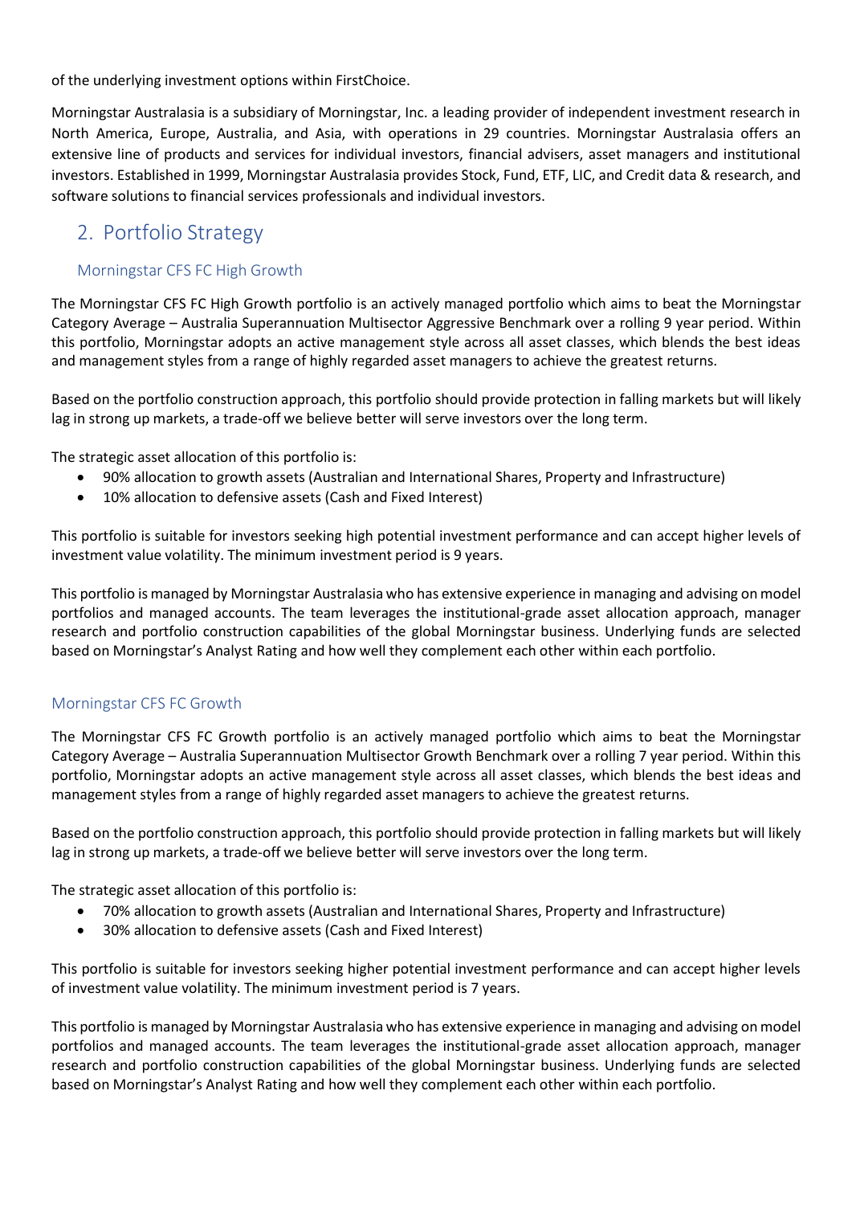of the underlying investment options within FirstChoice.

Morningstar Australasia is a subsidiary of Morningstar, Inc. a leading provider of independent investment research in North America, Europe, Australia, and Asia, with operations in 29 countries. Morningstar Australasia offers an extensive line of products and services for individual investors, financial advisers, asset managers and institutional investors. Established in 1999, Morningstar Australasia provides Stock, Fund, ETF, LIC, and Credit data & research, and software solutions to financial services professionals and individual investors.

## 2. Portfolio Strategy

### Morningstar CFS FC High Growth

The Morningstar CFS FC High Growth portfolio is an actively managed portfolio which aims to beat the Morningstar Category Average – Australia Superannuation Multisector Aggressive Benchmark over a rolling 9 year period. Within this portfolio, Morningstar adopts an active management style across all asset classes, which blends the best ideas and management styles from a range of highly regarded asset managers to achieve the greatest returns.

Based on the portfolio construction approach, this portfolio should provide protection in falling markets but will likely lag in strong up markets, a trade-off we believe better will serve investors over the long term.

The strategic asset allocation of this portfolio is:

- 90% allocation to growth assets (Australian and International Shares, Property and Infrastructure)
- 10% allocation to defensive assets (Cash and Fixed Interest)

This portfolio is suitable for investors seeking high potential investment performance and can accept higher levels of investment value volatility. The minimum investment period is 9 years.

This portfolio is managed by Morningstar Australasia who has extensive experience in managing and advising on model portfolios and managed accounts. The team leverages the institutional-grade asset allocation approach, manager research and portfolio construction capabilities of the global Morningstar business. Underlying funds are selected based on Morningstar's Analyst Rating and how well they complement each other within each portfolio.

### Morningstar CFS FC Growth

The Morningstar CFS FC Growth portfolio is an actively managed portfolio which aims to beat the Morningstar Category Average – Australia Superannuation Multisector Growth Benchmark over a rolling 7 year period. Within this portfolio, Morningstar adopts an active management style across all asset classes, which blends the best ideas and management styles from a range of highly regarded asset managers to achieve the greatest returns.

Based on the portfolio construction approach, this portfolio should provide protection in falling markets but will likely lag in strong up markets, a trade-off we believe better will serve investors over the long term.

The strategic asset allocation of this portfolio is:

- 70% allocation to growth assets (Australian and International Shares, Property and Infrastructure)
- 30% allocation to defensive assets (Cash and Fixed Interest)

This portfolio is suitable for investors seeking higher potential investment performance and can accept higher levels of investment value volatility. The minimum investment period is 7 years.

This portfolio is managed by Morningstar Australasia who has extensive experience in managing and advising on model portfolios and managed accounts. The team leverages the institutional-grade asset allocation approach, manager research and portfolio construction capabilities of the global Morningstar business. Underlying funds are selected based on Morningstar's Analyst Rating and how well they complement each other within each portfolio.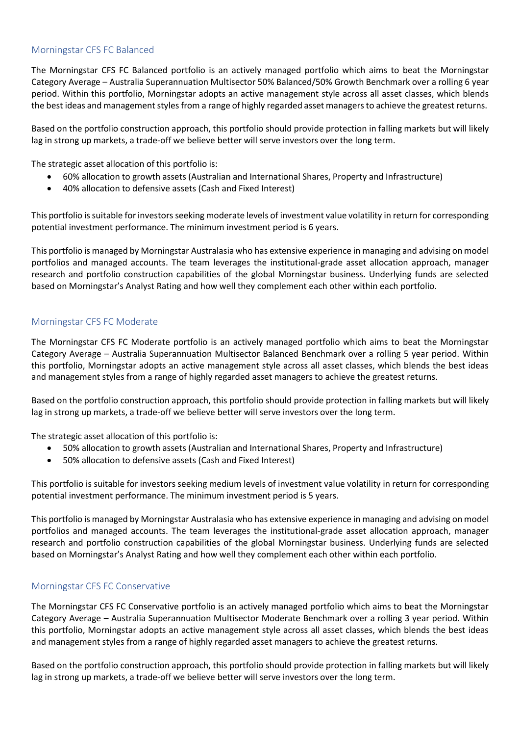## Morningstar CFS FC Balanced

The Morningstar CFS FC Balanced portfolio is an actively managed portfolio which aims to beat the Morningstar Category Average – Australia Superannuation Multisector 50% Balanced/50% Growth Benchmark over a rolling 6 year period. Within this portfolio, Morningstar adopts an active management style across all asset classes, which blends the best ideas and management styles from a range of highly regarded asset managers to achieve the greatest returns.

Based on the portfolio construction approach, this portfolio should provide protection in falling markets but will likely lag in strong up markets, a trade-off we believe better will serve investors over the long term.

The strategic asset allocation of this portfolio is:

- 60% allocation to growth assets (Australian and International Shares, Property and Infrastructure)
- 40% allocation to defensive assets (Cash and Fixed Interest)

This portfolio is suitable for investors seeking moderate levels of investment value volatility in return for corresponding potential investment performance. The minimum investment period is 6 years.

This portfolio is managed by Morningstar Australasia who has extensive experience in managing and advising on model portfolios and managed accounts. The team leverages the institutional-grade asset allocation approach, manager research and portfolio construction capabilities of the global Morningstar business. Underlying funds are selected based on Morningstar's Analyst Rating and how well they complement each other within each portfolio.

## Morningstar CFS FC Moderate

The Morningstar CFS FC Moderate portfolio is an actively managed portfolio which aims to beat the Morningstar Category Average – Australia Superannuation Multisector Balanced Benchmark over a rolling 5 year period. Within this portfolio, Morningstar adopts an active management style across all asset classes, which blends the best ideas and management styles from a range of highly regarded asset managers to achieve the greatest returns.

Based on the portfolio construction approach, this portfolio should provide protection in falling markets but will likely lag in strong up markets, a trade-off we believe better will serve investors over the long term.

The strategic asset allocation of this portfolio is:

- 50% allocation to growth assets (Australian and International Shares, Property and Infrastructure)
- 50% allocation to defensive assets (Cash and Fixed Interest)

This portfolio is suitable for investors seeking medium levels of investment value volatility in return for corresponding potential investment performance. The minimum investment period is 5 years.

This portfolio is managed by Morningstar Australasia who has extensive experience in managing and advising on model portfolios and managed accounts. The team leverages the institutional-grade asset allocation approach, manager research and portfolio construction capabilities of the global Morningstar business. Underlying funds are selected based on Morningstar's Analyst Rating and how well they complement each other within each portfolio.

## Morningstar CFS FC Conservative

The Morningstar CFS FC Conservative portfolio is an actively managed portfolio which aims to beat the Morningstar Category Average – Australia Superannuation Multisector Moderate Benchmark over a rolling 3 year period. Within this portfolio, Morningstar adopts an active management style across all asset classes, which blends the best ideas and management styles from a range of highly regarded asset managers to achieve the greatest returns.

Based on the portfolio construction approach, this portfolio should provide protection in falling markets but will likely lag in strong up markets, a trade-off we believe better will serve investors over the long term.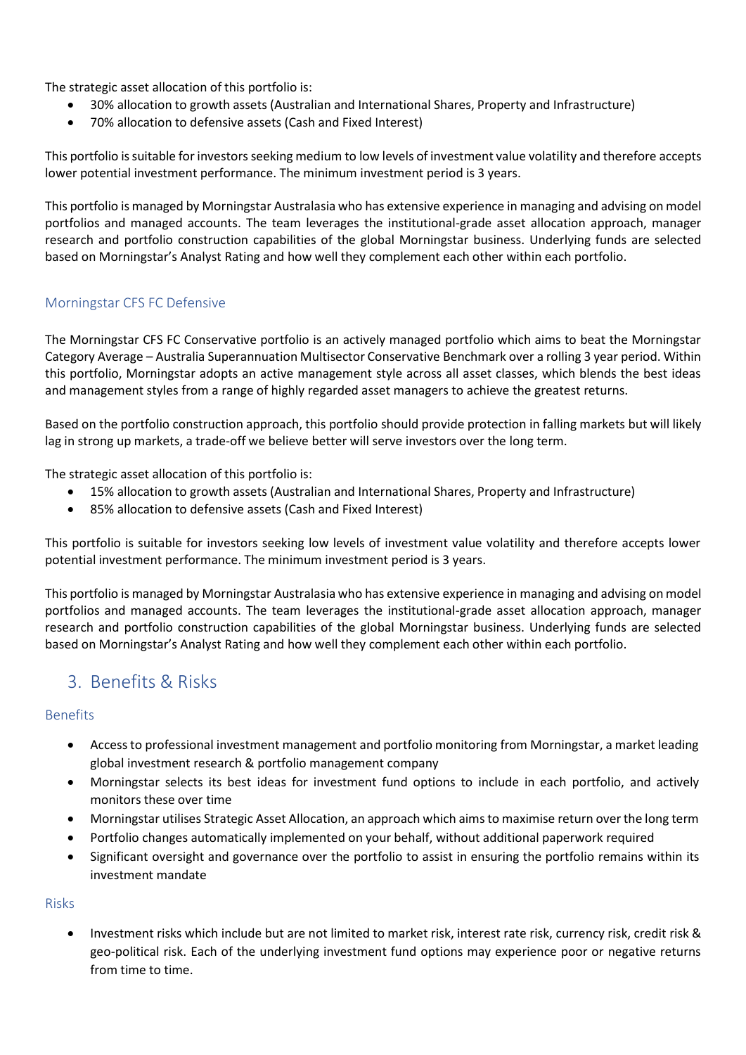The strategic asset allocation of this portfolio is:

- 30% allocation to growth assets (Australian and International Shares, Property and Infrastructure)
- 70% allocation to defensive assets (Cash and Fixed Interest)

This portfolio is suitable for investors seeking medium to low levels of investment value volatility and therefore accepts lower potential investment performance. The minimum investment period is 3 years.

This portfolio is managed by Morningstar Australasia who has extensive experience in managing and advising on model portfolios and managed accounts. The team leverages the institutional-grade asset allocation approach, manager research and portfolio construction capabilities of the global Morningstar business. Underlying funds are selected based on Morningstar's Analyst Rating and how well they complement each other within each portfolio.

### Morningstar CFS FC Defensive

The Morningstar CFS FC Conservative portfolio is an actively managed portfolio which aims to beat the Morningstar Category Average – Australia Superannuation Multisector Conservative Benchmark over a rolling 3 year period. Within this portfolio, Morningstar adopts an active management style across all asset classes, which blends the best ideas and management styles from a range of highly regarded asset managers to achieve the greatest returns.

Based on the portfolio construction approach, this portfolio should provide protection in falling markets but will likely lag in strong up markets, a trade-off we believe better will serve investors over the long term.

The strategic asset allocation of this portfolio is:

- 15% allocation to growth assets (Australian and International Shares, Property and Infrastructure)
- 85% allocation to defensive assets (Cash and Fixed Interest)

This portfolio is suitable for investors seeking low levels of investment value volatility and therefore accepts lower potential investment performance. The minimum investment period is 3 years.

This portfolio is managed by Morningstar Australasia who has extensive experience in managing and advising on model portfolios and managed accounts. The team leverages the institutional-grade asset allocation approach, manager research and portfolio construction capabilities of the global Morningstar business. Underlying funds are selected based on Morningstar's Analyst Rating and how well they complement each other within each portfolio.

## 3. Benefits & Risks

### Benefits

- Access to professional investment management and portfolio monitoring from Morningstar, a market leading global investment research & portfolio management company
- Morningstar selects its best ideas for investment fund options to include in each portfolio, and actively monitors these over time
- Morningstar utilises Strategic Asset Allocation, an approach which aims to maximise return over the long term
- Portfolio changes automatically implemented on your behalf, without additional paperwork required
- Significant oversight and governance over the portfolio to assist in ensuring the portfolio remains within its investment mandate

### Risks

- Investment risks which include but are not limited to market risk, interest rate risk, currency risk, credit risk & geo-political risk. Each of the underlying investment fund options may experience poor or negative returns from time to time.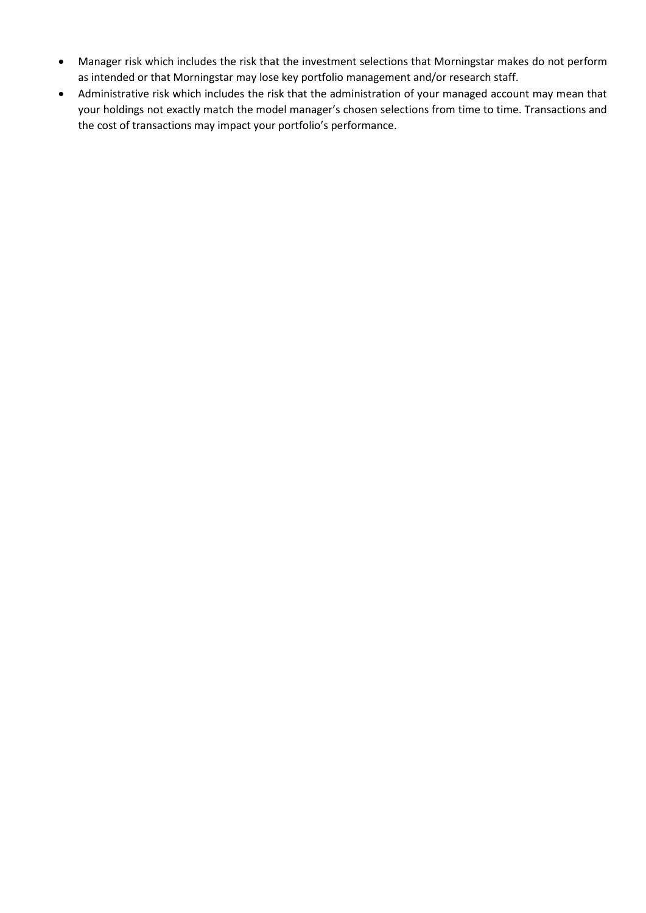- Manager risk which includes the risk that the investment selections that Morningstar makes do not perform as intended or that Morningstar may lose key portfolio management and/or research staff.
- Administrative risk which includes the risk that the administration of your managed account may mean that your holdings not exactly match the model manager's chosen selections from time to time. Transactions and the cost of transactions may impact your portfolio's performance.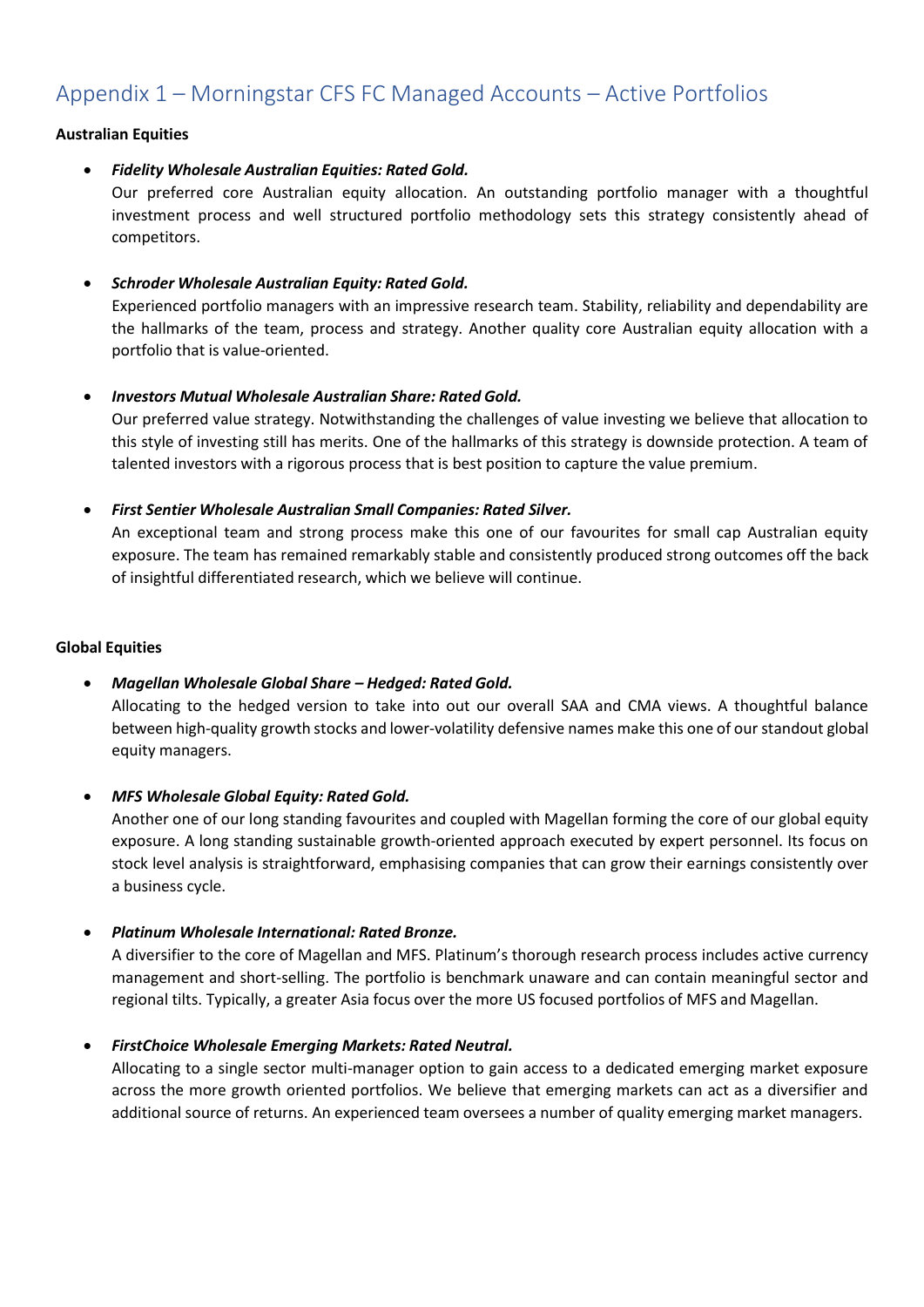# Appendix 1 – Morningstar CFS FC Managed Accounts – Active Portfolios

**Australian Equities**

- ***Fidelity Wholesale Australian Equities: Rated Gold.***
  Our preferred core Australian equity allocation. An outstanding portfolio manager with a thoughtful investment process and well structured portfolio methodology sets this strategy consistently ahead of competitors.

- ***Schroder Wholesale Australian Equity: Rated Gold.***
  Experienced portfolio managers with an impressive research team. Stability, reliability and dependability are the hallmarks of the team, process and strategy. Another quality core Australian equity allocation with a portfolio that is value-oriented.

- ***Investors Mutual Wholesale Australian Share: Rated Gold.***
  Our preferred value strategy. Notwithstanding the challenges of value investing we believe that allocation to this style of investing still has merits. One of the hallmarks of this strategy is downside protection. A team of talented investors with a rigorous process that is best position to capture the value premium.

- ***First Sentier Wholesale Australian Small Companies: Rated Silver.***
  An exceptional team and strong process make this one of our favourites for small cap Australian equity exposure. The team has remained remarkably stable and consistently produced strong outcomes off the back of insightful differentiated research, which we believe will continue.

**Global Equities**

- ***Magellan Wholesale Global Share – Hedged: Rated Gold.***
  Allocating to the hedged version to take into out our overall SAA and CMA views. A thoughtful balance between high-quality growth stocks and lower-volatility defensive names make this one of our standout global equity managers.

- ***MFS Wholesale Global Equity: Rated Gold.***
  Another one of our long standing favourites and coupled with Magellan forming the core of our global equity exposure. A long standing sustainable growth-oriented approach executed by expert personnel. Its focus on stock level analysis is straightforward, emphasising companies that can grow their earnings consistently over a business cycle.

- ***Platinum Wholesale International: Rated Bronze.***
  A diversifier to the core of Magellan and MFS. Platinum's thorough research process includes active currency management and short-selling. The portfolio is benchmark unaware and can contain meaningful sector and regional tilts. Typically, a greater Asia focus over the more US focused portfolios of MFS and Magellan.

- ***FirstChoice Wholesale Emerging Markets: Rated Neutral.***
  Allocating to a single sector multi-manager option to gain access to a dedicated emerging market exposure across the more growth oriented portfolios. We believe that emerging markets can act as a diversifier and additional source of returns. An experienced team oversees a number of quality emerging market managers.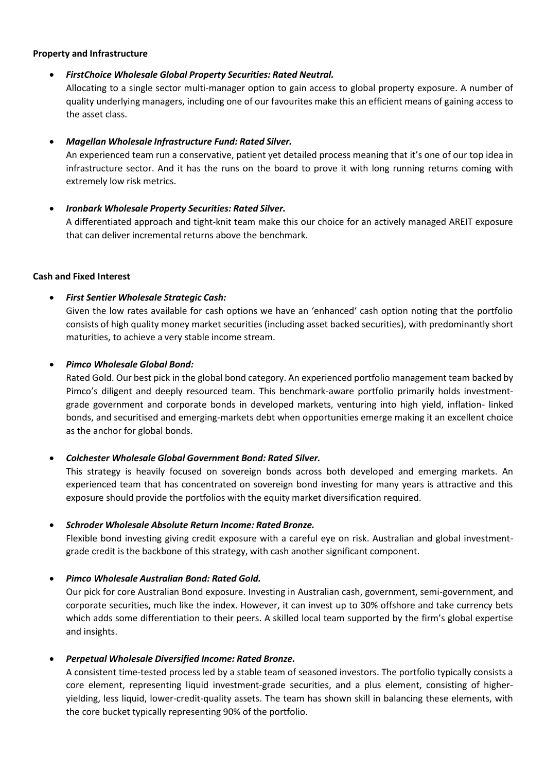**Property and Infrastructure**

- ***FirstChoice Wholesale Global Property Securities: Rated Neutral.***
  Allocating to a single sector multi-manager option to gain access to global property exposure. A number of quality underlying managers, including one of our favourites make this an efficient means of gaining access to the asset class.

- ***Magellan Wholesale Infrastructure Fund: Rated Silver.***
  An experienced team run a conservative, patient yet detailed process meaning that it's one of our top idea in infrastructure sector. And it has the runs on the board to prove it with long running returns coming with extremely low risk metrics.

- ***Ironbark Wholesale Property Securities: Rated Silver.***
  A differentiated approach and tight-knit team make this our choice for an actively managed AREIT exposure that can deliver incremental returns above the benchmark.

**Cash and Fixed Interest**

- ***First Sentier Wholesale Strategic Cash:***
  Given the low rates available for cash options we have an 'enhanced' cash option noting that the portfolio consists of high quality money market securities (including asset backed securities), with predominantly short maturities, to achieve a very stable income stream.

- ***Pimco Wholesale Global Bond:***
  Rated Gold. Our best pick in the global bond category. An experienced portfolio management team backed by Pimco's diligent and deeply resourced team. This benchmark-aware portfolio primarily holds investment-grade government and corporate bonds in developed markets, venturing into high yield, inflation- linked bonds, and securitised and emerging-markets debt when opportunities emerge making it an excellent choice as the anchor for global bonds.

- ***Colchester Wholesale Global Government Bond: Rated Silver.***
  This strategy is heavily focused on sovereign bonds across both developed and emerging markets. An experienced team that has concentrated on sovereign bond investing for many years is attractive and this exposure should provide the portfolios with the equity market diversification required.

- ***Schroder Wholesale Absolute Return Income: Rated Bronze.***
  Flexible bond investing giving credit exposure with a careful eye on risk. Australian and global investment-grade credit is the backbone of this strategy, with cash another significant component.

- ***Pimco Wholesale Australian Bond: Rated Gold.***
  Our pick for core Australian Bond exposure. Investing in Australian cash, government, semi-government, and corporate securities, much like the index. However, it can invest up to 30% offshore and take currency bets which adds some differentiation to their peers. A skilled local team supported by the firm's global expertise and insights.

- ***Perpetual Wholesale Diversified Income: Rated Bronze.***
  A consistent time-tested process led by a stable team of seasoned investors. The portfolio typically consists a core element, representing liquid investment-grade securities, and a plus element, consisting of higher-yielding, less liquid, lower-credit-quality assets. The team has shown skill in balancing these elements, with the core bucket typically representing 90% of the portfolio.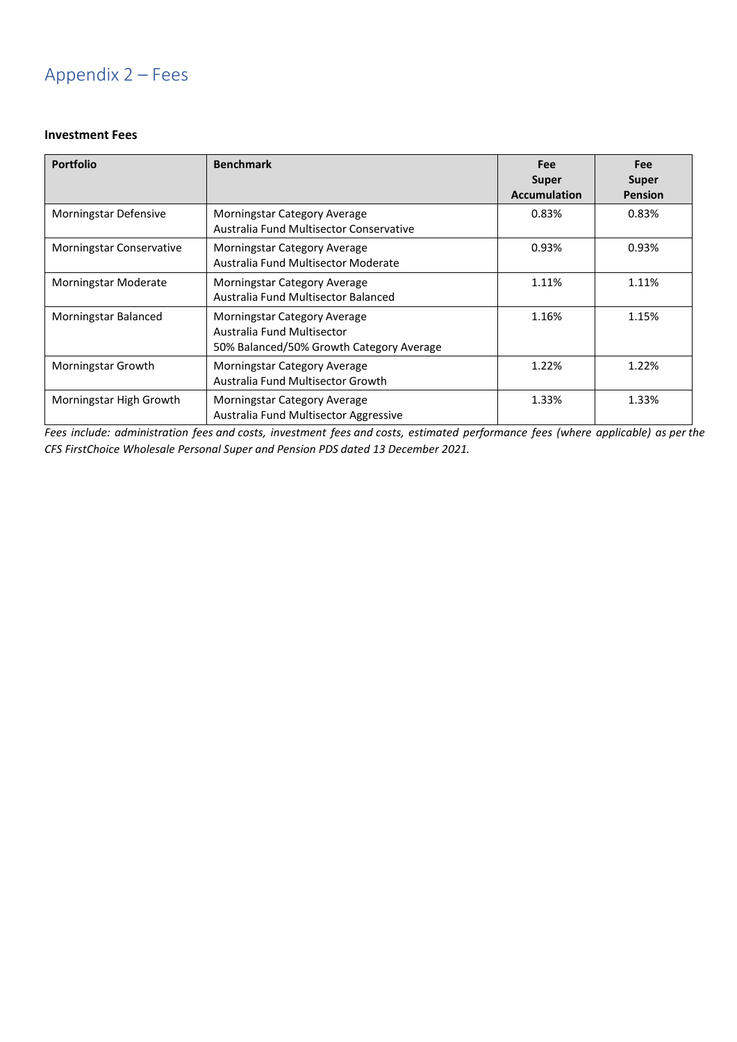# Appendix 2 – Fees

**Investment Fees**

| Portfolio | Benchmark | Fee Super Accumulation | Fee Super Pension |
|---|---|---|---|
| Morningstar Defensive | Morningstar Category Average Australia Fund Multisector Conservative | 0.83% | 0.83% |
| Morningstar Conservative | Morningstar Category Average Australia Fund Multisector Moderate | 0.93% | 0.93% |
| Morningstar Moderate | Morningstar Category Average Australia Fund Multisector Balanced | 1.11% | 1.11% |
| Morningstar Balanced | Morningstar Category Average Australia Fund Multisector 50% Balanced/50% Growth Category Average | 1.16% | 1.15% |
| Morningstar Growth | Morningstar Category Average Australia Fund Multisector Growth | 1.22% | 1.22% |
| Morningstar High Growth | Morningstar Category Average Australia Fund Multisector Aggressive | 1.33% | 1.33% |

*Fees include: administration fees and costs, investment fees and costs, estimated performance fees (where applicable) as per the CFS FirstChoice Wholesale Personal Super and Pension PDS dated 13 December 2021.*